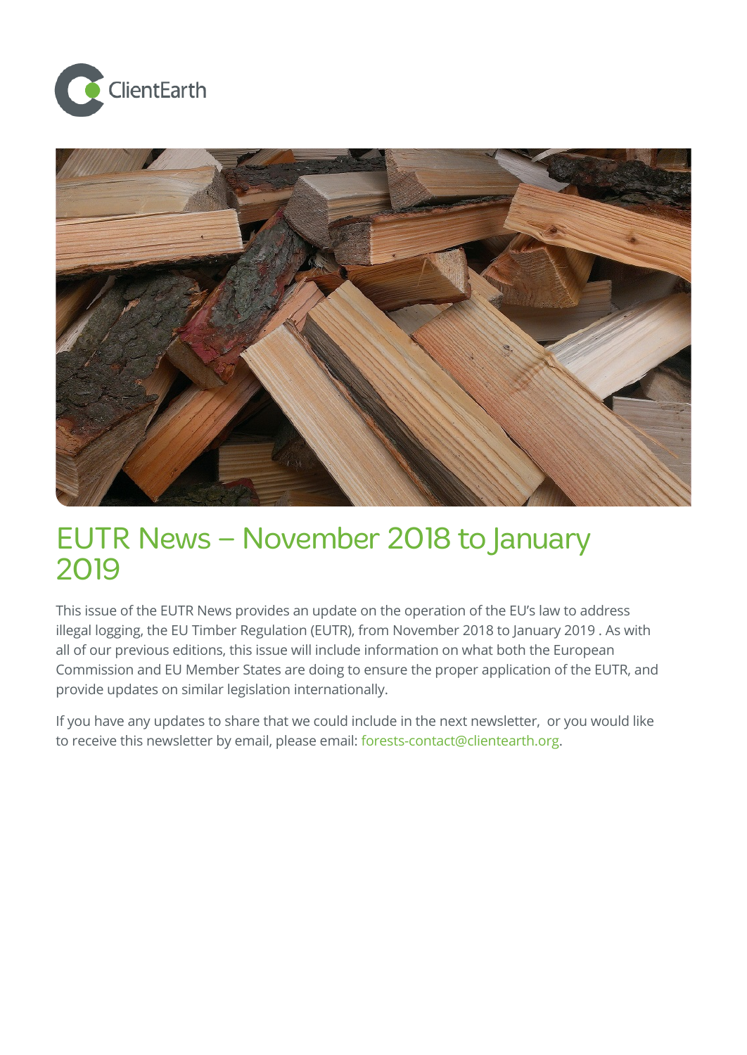# EUTR News – November 2018 to January 2019

This issue of the EUTR News provides an update on the operation of the EU's law to address illegal logging, the EU Timber Regulation (EUTR), from November 2018 to January 2019 . As with all of our previous editions, this issue will include information on what both the European Commission and EU Member States are doing to ensure the proper application of the EUTR, and provide updates on similar legislation internationally.

If you have any updates to share that we could include in the next newsletter, or you would like to receive this newsletter by email, please email: forests-contact@clientearth.org.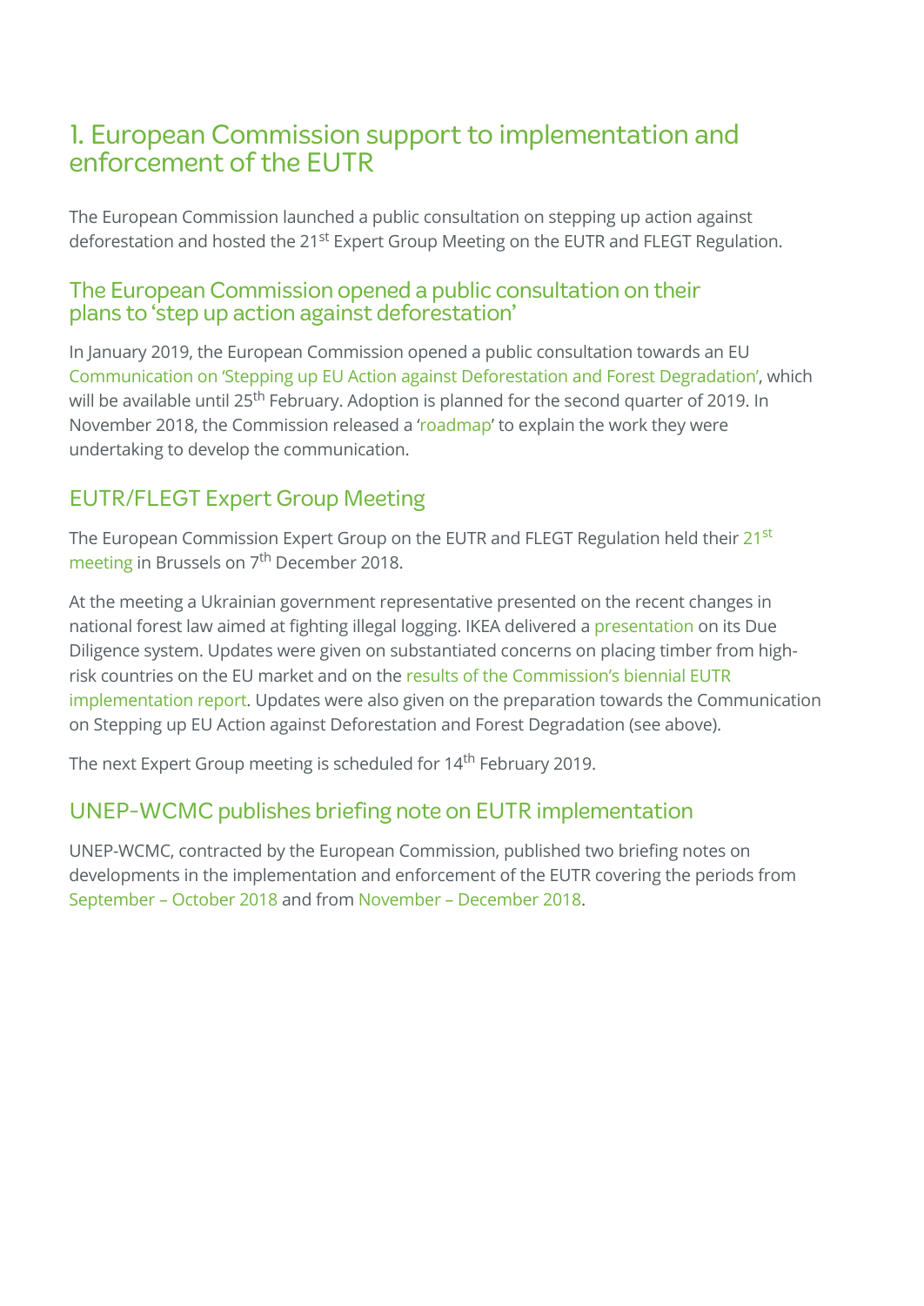# 1. European Commission support to implementation and enforcement of the EUTR

The European Commission launched a public consultation on stepping up action against deforestation and hosted the 21st Expert Group Meeting on the EUTR and FLEGT Regulation.

## The European Commission opened a public consultation on their plans to 'step up action against deforestation'

In January 2019, the European Commission opened a public consultation towards an EU Communication on 'Stepping up EU Action against Deforestation and Forest Degradation', which will be available until 25th February. Adoption is planned for the second quarter of 2019. In November 2018, the Commission released a 'roadmap' to explain the work they were undertaking to develop the communication.

## EUTR/FLEGT Expert Group Meeting

The European Commission Expert Group on the EUTR and FLEGT Regulation held their 21st meeting in Brussels on 7th December 2018.

At the meeting a Ukrainian government representative presented on the recent changes in national forest law aimed at fighting illegal logging. IKEA delivered a presentation on its Due Diligence system. Updates were given on substantiated concerns on placing timber from high-risk countries on the EU market and on the results of the Commission's biennial EUTR implementation report. Updates were also given on the preparation towards the Communication on Stepping up EU Action against Deforestation and Forest Degradation (see above).

The next Expert Group meeting is scheduled for 14th February 2019.

## UNEP-WCMC publishes briefing note on EUTR implementation

UNEP-WCMC, contracted by the European Commission, published two briefing notes on developments in the implementation and enforcement of the EUTR covering the periods from September – October 2018 and from November – December 2018.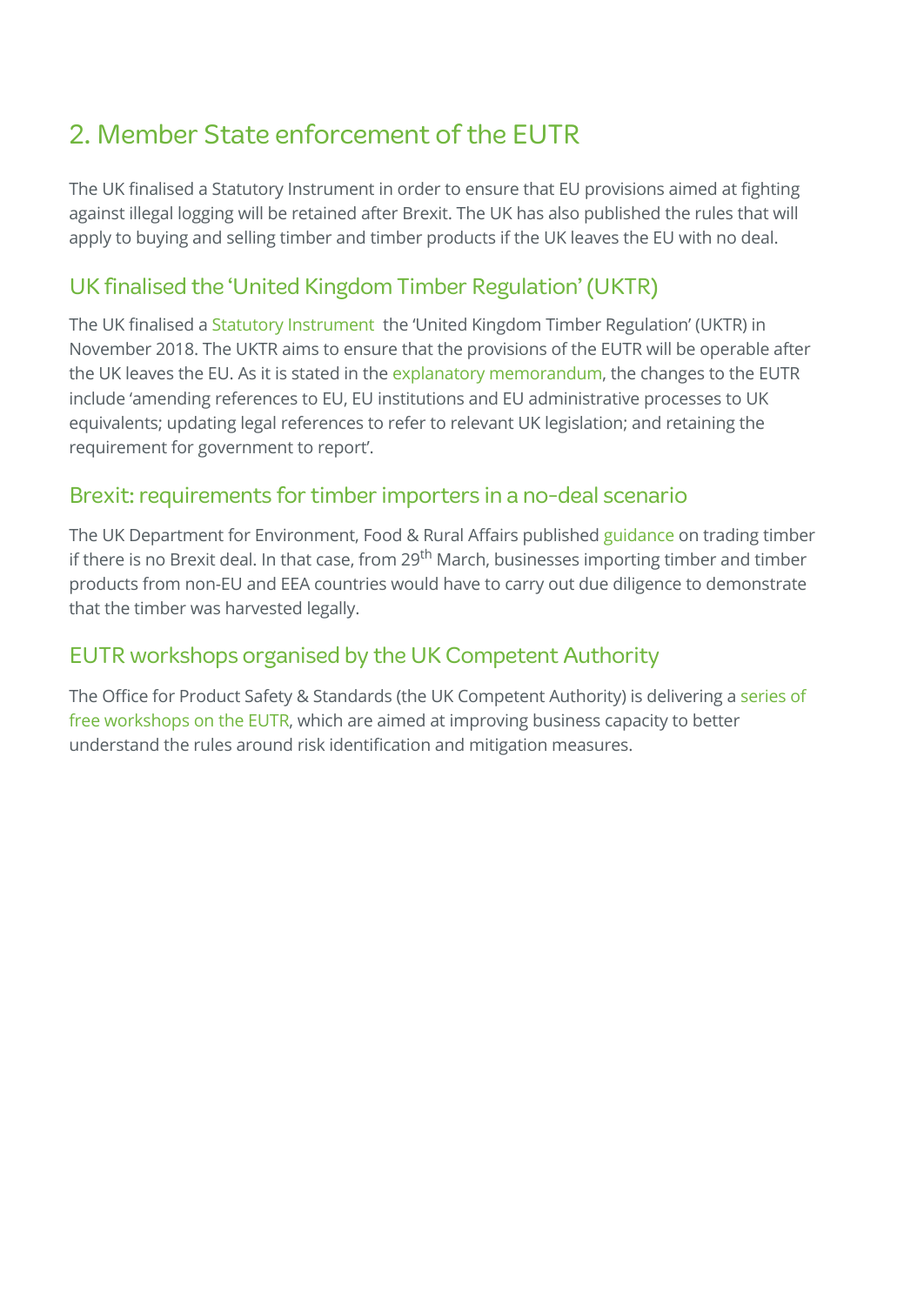## 2. Member State enforcement of the EUTR

The UK finalised a Statutory Instrument in order to ensure that EU provisions aimed at fighting against illegal logging will be retained after Brexit. The UK has also published the rules that will apply to buying and selling timber and timber products if the UK leaves the EU with no deal.

### UK finalised the 'United Kingdom Timber Regulation' (UKTR)

The UK finalised a Statutory Instrument  the 'United Kingdom Timber Regulation' (UKTR) in November 2018. The UKTR aims to ensure that the provisions of the EUTR will be operable after the UK leaves the EU. As it is stated in the explanatory memorandum, the changes to the EUTR include 'amending references to EU, EU institutions and EU administrative processes to UK equivalents; updating legal references to refer to relevant UK legislation; and retaining the requirement for government to report'.

### Brexit: requirements for timber importers in a no-deal scenario

The UK Department for Environment, Food & Rural Affairs published guidance on trading timber if there is no Brexit deal. In that case, from 29th March, businesses importing timber and timber products from non-EU and EEA countries would have to carry out due diligence to demonstrate that the timber was harvested legally.

### EUTR workshops organised by the UK Competent Authority

The Office for Product Safety & Standards (the UK Competent Authority) is delivering a series of free workshops on the EUTR, which are aimed at improving business capacity to better understand the rules around risk identification and mitigation measures.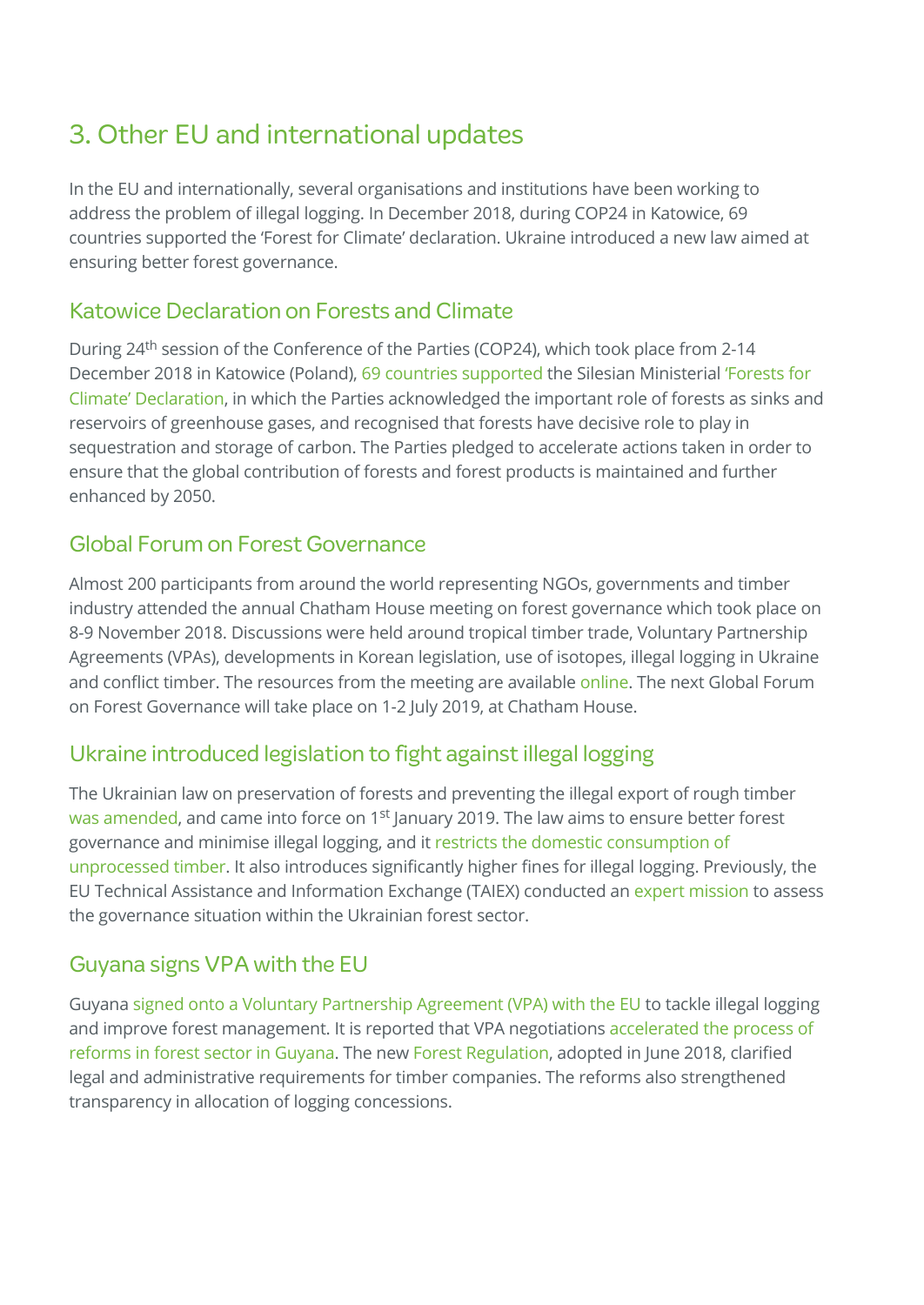# 3. Other EU and international updates

In the EU and internationally, several organisations and institutions have been working to address the problem of illegal logging. In December 2018, during COP24 in Katowice, 69 countries supported the 'Forest for Climate' declaration. Ukraine introduced a new law aimed at ensuring better forest governance.

## Katowice Declaration on Forests and Climate

During 24th session of the Conference of the Parties (COP24), which took place from 2-14 December 2018 in Katowice (Poland), 69 countries supported the Silesian Ministerial 'Forests for Climate' Declaration, in which the Parties acknowledged the important role of forests as sinks and reservoirs of greenhouse gases, and recognised that forests have decisive role to play in sequestration and storage of carbon. The Parties pledged to accelerate actions taken in order to ensure that the global contribution of forests and forest products is maintained and further enhanced by 2050.

## Global Forum on Forest Governance

Almost 200 participants from around the world representing NGOs, governments and timber industry attended the annual Chatham House meeting on forest governance which took place on 8-9 November 2018. Discussions were held around tropical timber trade, Voluntary Partnership Agreements (VPAs), developments in Korean legislation, use of isotopes, illegal logging in Ukraine and conflict timber. The resources from the meeting are available online. The next Global Forum on Forest Governance will take place on 1-2 July 2019, at Chatham House.

## Ukraine introduced legislation to fight against illegal logging

The Ukrainian law on preservation of forests and preventing the illegal export of rough timber was amended, and came into force on 1st January 2019. The law aims to ensure better forest governance and minimise illegal logging, and it restricts the domestic consumption of unprocessed timber. It also introduces significantly higher fines for illegal logging. Previously, the EU Technical Assistance and Information Exchange (TAIEX) conducted an expert mission to assess the governance situation within the Ukrainian forest sector.

## Guyana signs VPA with the EU

Guyana signed onto a Voluntary Partnership Agreement (VPA) with the EU to tackle illegal logging and improve forest management. It is reported that VPA negotiations accelerated the process of reforms in forest sector in Guyana. The new Forest Regulation, adopted in June 2018, clarified legal and administrative requirements for timber companies. The reforms also strengthened transparency in allocation of logging concessions.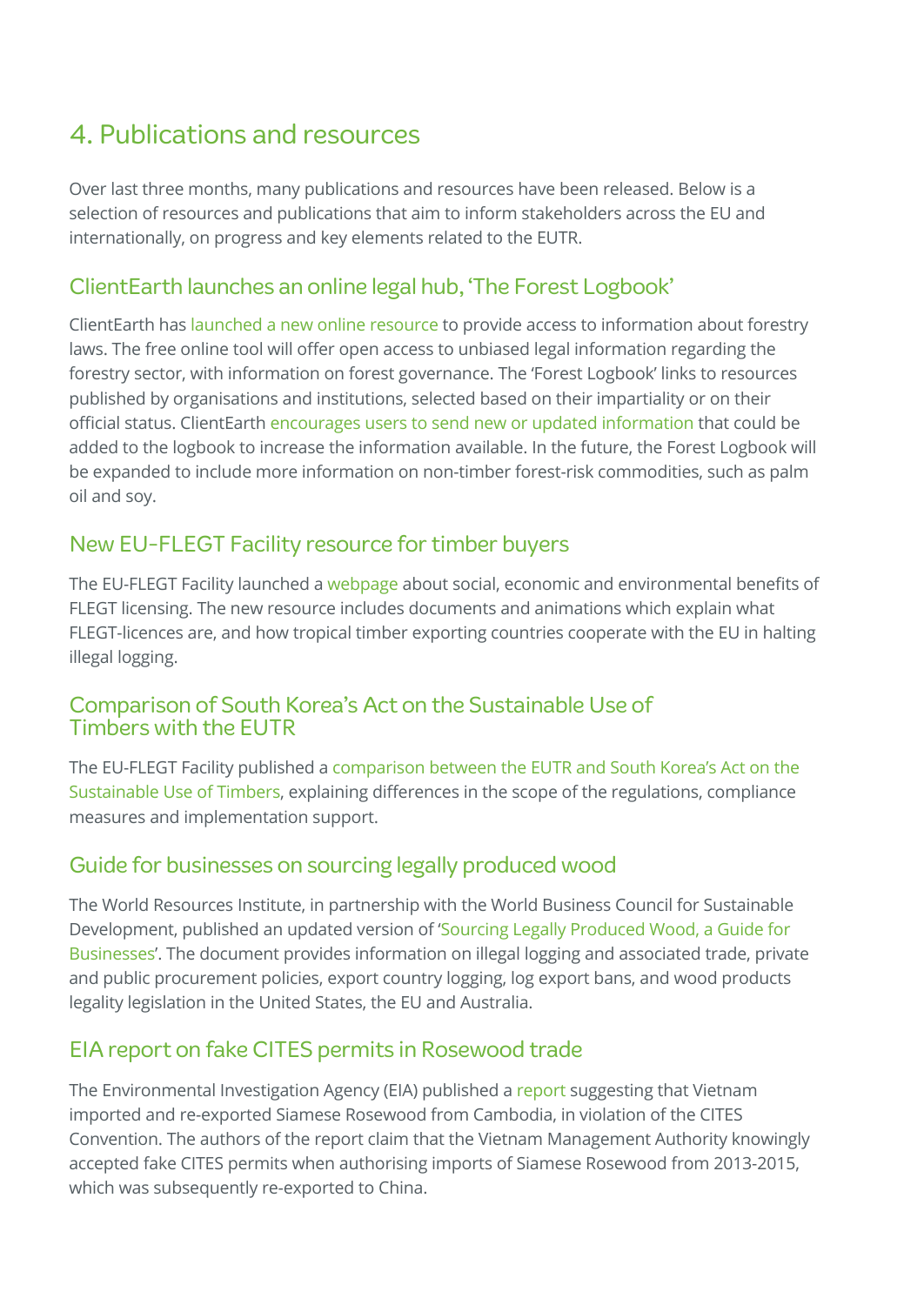# 4. Publications and resources

Over last three months, many publications and resources have been released. Below is a selection of resources and publications that aim to inform stakeholders across the EU and internationally, on progress and key elements related to the EUTR.

## ClientEarth launches an online legal hub, 'The Forest Logbook'

ClientEarth has launched a new online resource to provide access to information about forestry laws. The free online tool will offer open access to unbiased legal information regarding the forestry sector, with information on forest governance. The 'Forest Logbook' links to resources published by organisations and institutions, selected based on their impartiality or on their official status. ClientEarth encourages users to send new or updated information that could be added to the logbook to increase the information available. In the future, the Forest Logbook will be expanded to include more information on non-timber forest-risk commodities, such as palm oil and soy.

## New EU-FLEGT Facility resource for timber buyers

The EU-FLEGT Facility launched a webpage about social, economic and environmental benefits of FLEGT licensing. The new resource includes documents and animations which explain what FLEGT-licences are, and how tropical timber exporting countries cooperate with the EU in halting illegal logging.

## Comparison of South Korea's Act on the Sustainable Use of Timbers with the EUTR

The EU-FLEGT Facility published a comparison between the EUTR and South Korea's Act on the Sustainable Use of Timbers, explaining differences in the scope of the regulations, compliance measures and implementation support.

## Guide for businesses on sourcing legally produced wood

The World Resources Institute, in partnership with the World Business Council for Sustainable Development, published an updated version of 'Sourcing Legally Produced Wood, a Guide for Businesses'. The document provides information on illegal logging and associated trade, private and public procurement policies, export country logging, log export bans, and wood products legality legislation in the United States, the EU and Australia.

## EIA report on fake CITES permits in Rosewood trade

The Environmental Investigation Agency (EIA) published a report suggesting that Vietnam imported and re-exported Siamese Rosewood from Cambodia, in violation of the CITES Convention. The authors of the report claim that the Vietnam Management Authority knowingly accepted fake CITES permits when authorising imports of Siamese Rosewood from 2013-2015, which was subsequently re-exported to China.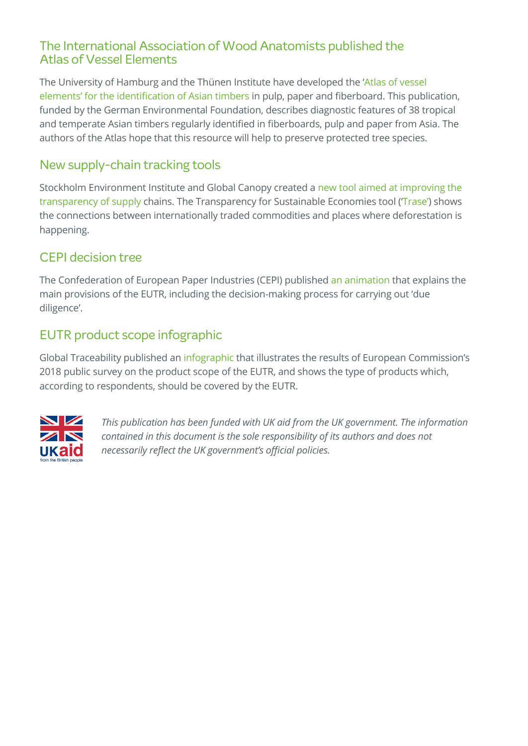## The International Association of Wood Anatomists published the Atlas of Vessel Elements

The University of Hamburg and the Thünen Institute have developed the 'Atlas of vessel elements' for the identification of Asian timbers in pulp, paper and fiberboard. This publication, funded by the German Environmental Foundation, describes diagnostic features of 38 tropical and temperate Asian timbers regularly identified in fiberboards, pulp and paper from Asia. The authors of the Atlas hope that this resource will help to preserve protected tree species.

## New supply-chain tracking tools

Stockholm Environment Institute and Global Canopy created a new tool aimed at improving the transparency of supply chains. The Transparency for Sustainable Economies tool ('Trase') shows the connections between internationally traded commodities and places where deforestation is happening.

## CEPI decision tree

The Confederation of European Paper Industries (CEPI) published an animation that explains the main provisions of the EUTR, including the decision-making process for carrying out 'due diligence'.

## EUTR product scope infographic

Global Traceability published an infographic that illustrates the results of European Commission's 2018 public survey on the product scope of the EUTR, and shows the type of products which, according to respondents, should be covered by the EUTR.

UKaid from the British people

*This publication has been funded with UK aid from the UK government. The information contained in this document is the sole responsibility of its authors and does not necessarily reflect the UK government's official policies.*